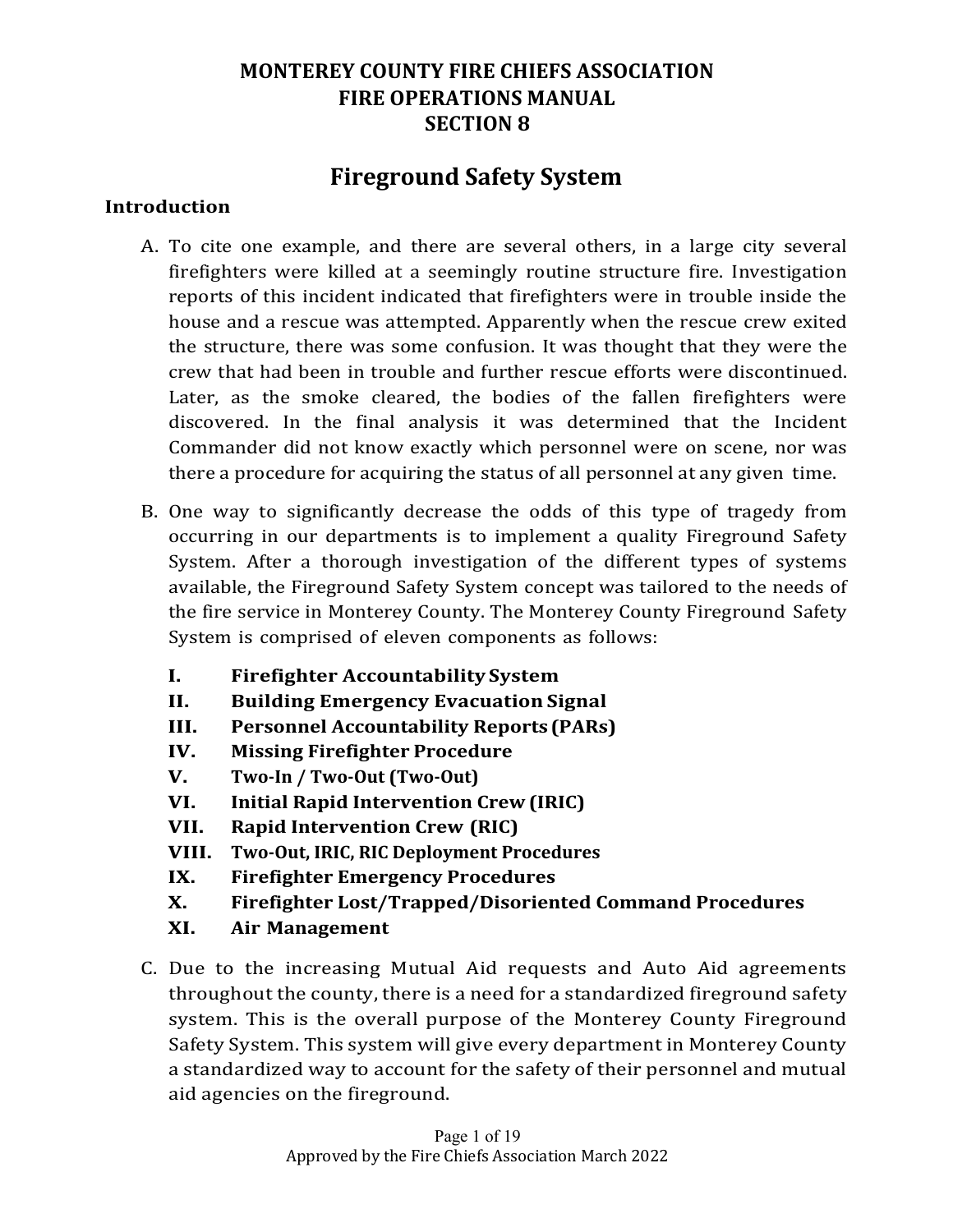# MONTEREY COUNTY FIRE CHIEFS ASSOCIATION
# FIRE OPERATIONS MANUAL
# SECTION 8

## Fireground Safety System

### Introduction

A. To cite one example, and there are several others, in a large city several firefighters were killed at a seemingly routine structure fire. Investigation reports of this incident indicated that firefighters were in trouble inside the house and a rescue was attempted. Apparently when the rescue crew exited the structure, there was some confusion. It was thought that they were the crew that had been in trouble and further rescue efforts were discontinued. Later, as the smoke cleared, the bodies of the fallen firefighters were discovered. In the final analysis it was determined that the Incident Commander did not know exactly which personnel were on scene, nor was there a procedure for acquiring the status of all personnel at any given time.

B. One way to significantly decrease the odds of this type of tragedy from occurring in our departments is to implement a quality Fireground Safety System. After a thorough investigation of the different types of systems available, the Fireground Safety System concept was tailored to the needs of the fire service in Monterey County. The Monterey County Fireground Safety System is comprised of eleven components as follows:

   - **I. Firefighter Accountability System**
   - **II. Building Emergency Evacuation Signal**
   - **III. Personnel Accountability Reports (PARs)**
   - **IV. Missing Firefighter Procedure**
   - **V. Two-In / Two-Out (Two-Out)**
   - **VI. Initial Rapid Intervention Crew (IRIC)**
   - **VII. Rapid Intervention Crew (RIC)**
   - **VIII. Two-Out, IRIC, RIC Deployment Procedures**
   - **IX. Firefighter Emergency Procedures**
   - **X. Firefighter Lost/Trapped/Disoriented Command Procedures**
   - **XI. Air Management**

C. Due to the increasing Mutual Aid requests and Auto Aid agreements throughout the county, there is a need for a standardized fireground safety system. This is the overall purpose of the Monterey County Fireground Safety System. This system will give every department in Monterey County a standardized way to account for the safety of their personnel and mutual aid agencies on the fireground.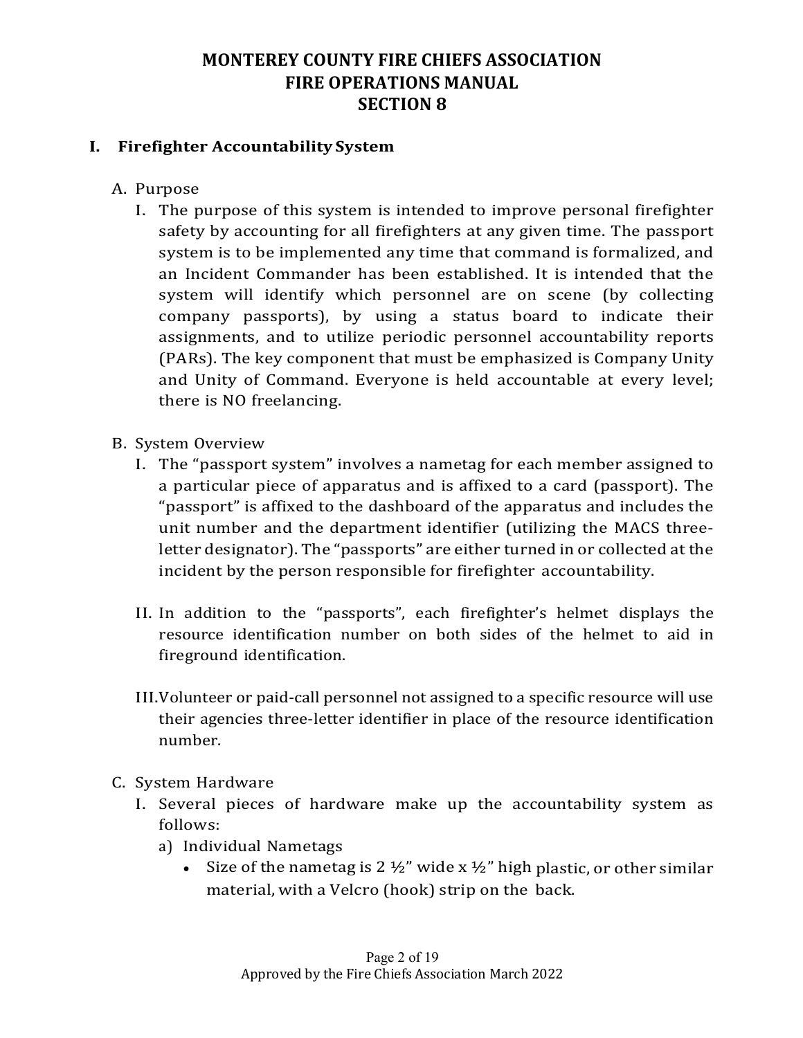# MONTEREY COUNTY FIRE CHIEFS ASSOCIATION
# FIRE OPERATIONS MANUAL
# SECTION 8

## I. Firefighter Accountability System

A. Purpose

I. The purpose of this system is intended to improve personal firefighter safety by accounting for all firefighters at any given time. The passport system is to be implemented any time that command is formalized, and an Incident Commander has been established. It is intended that the system will identify which personnel are on scene (by collecting company passports), by using a status board to indicate their assignments, and to utilize periodic personnel accountability reports (PARs). The key component that must be emphasized is Company Unity and Unity of Command. Everyone is held accountable at every level; there is NO freelancing.

B. System Overview

I. The "passport system" involves a nametag for each member assigned to a particular piece of apparatus and is affixed to a card (passport). The "passport" is affixed to the dashboard of the apparatus and includes the unit number and the department identifier (utilizing the MACS three-letter designator). The "passports" are either turned in or collected at the incident by the person responsible for firefighter accountability.

II. In addition to the "passports", each firefighter's helmet displays the resource identification number on both sides of the helmet to aid in fireground identification.

III. Volunteer or paid-call personnel not assigned to a specific resource will use their agencies three-letter identifier in place of the resource identification number.

C. System Hardware

I. Several pieces of hardware make up the accountability system as follows:

a) Individual Nametags

- Size of the nametag is 2 ½" wide x ½" high plastic, or other similar material, with a Velcro (hook) strip on the back.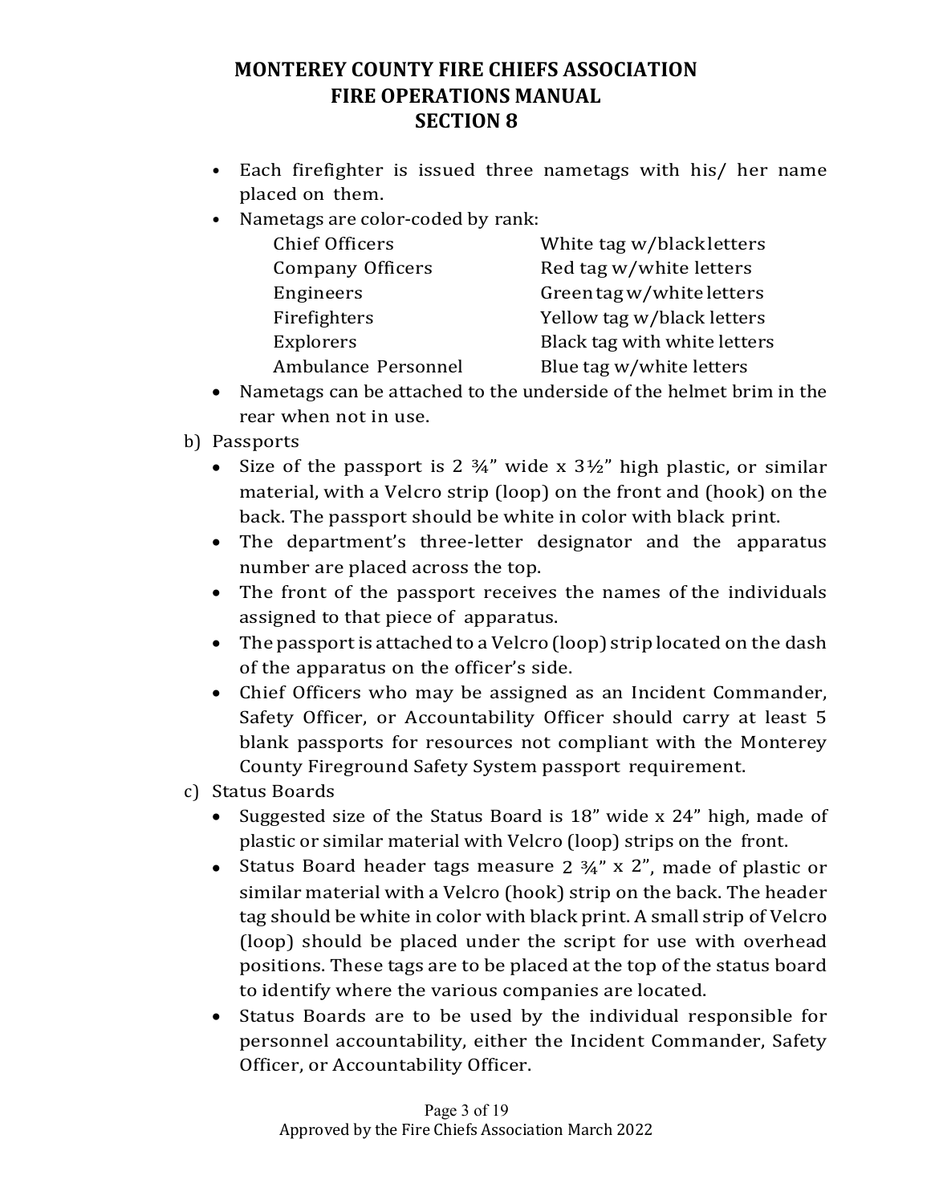- Each firefighter is issued three nametags with his/ her name placed on them.
- Nametags are color-coded by rank:

| | |
|---|---|
| Chief Officers | White tag w/black letters |
| Company Officers | Red tag w/white letters |
| Engineers | Green tag w/white letters |
| Firefighters | Yellow tag w/black letters |
| Explorers | Black tag with white letters |
| Ambulance Personnel | Blue tag w/white letters |

- Nametags can be attached to the underside of the helmet brim in the rear when not in use.

b) Passports

- Size of the passport is 2 ¾" wide x 3½" high plastic, or similar material, with a Velcro strip (loop) on the front and (hook) on the back. The passport should be white in color with black print.
- The department's three-letter designator and the apparatus number are placed across the top.
- The front of the passport receives the names of the individuals assigned to that piece of apparatus.
- The passport is attached to a Velcro (loop) strip located on the dash of the apparatus on the officer's side.
- Chief Officers who may be assigned as an Incident Commander, Safety Officer, or Accountability Officer should carry at least 5 blank passports for resources not compliant with the Monterey County Fireground Safety System passport requirement.

c) Status Boards

- Suggested size of the Status Board is 18" wide x 24" high, made of plastic or similar material with Velcro (loop) strips on the front.
- Status Board header tags measure 2 ¾" x 2", made of plastic or similar material with a Velcro (hook) strip on the back. The header tag should be white in color with black print. A small strip of Velcro (loop) should be placed under the script for use with overhead positions. These tags are to be placed at the top of the status board to identify where the various companies are located.
- Status Boards are to be used by the individual responsible for personnel accountability, either the Incident Commander, Safety Officer, or Accountability Officer.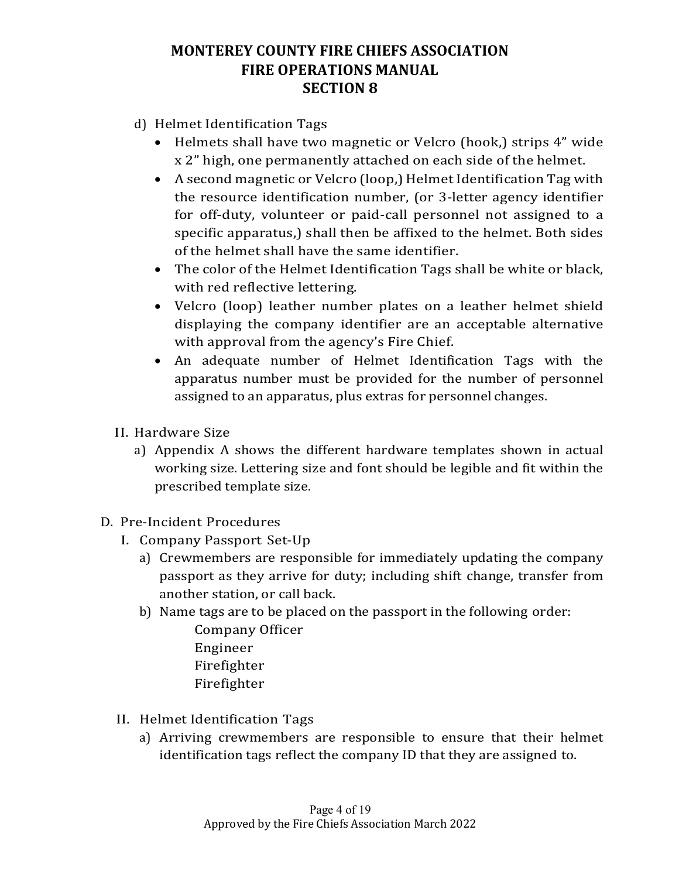d) Helmet Identification Tags

- Helmets shall have two magnetic or Velcro (hook,) strips 4" wide x 2" high, one permanently attached on each side of the helmet.
- A second magnetic or Velcro (loop,) Helmet Identification Tag with the resource identification number, (or 3-letter agency identifier for off-duty, volunteer or paid-call personnel not assigned to a specific apparatus,) shall then be affixed to the helmet. Both sides of the helmet shall have the same identifier.
- The color of the Helmet Identification Tags shall be white or black, with red reflective lettering.
- Velcro (loop) leather number plates on a leather helmet shield displaying the company identifier are an acceptable alternative with approval from the agency's Fire Chief.
- An adequate number of Helmet Identification Tags with the apparatus number must be provided for the number of personnel assigned to an apparatus, plus extras for personnel changes.

II. Hardware Size

a) Appendix A shows the different hardware templates shown in actual working size. Lettering size and font should be legible and fit within the prescribed template size.

D. Pre-Incident Procedures

I. Company Passport Set-Up

a) Crewmembers are responsible for immediately updating the company passport as they arrive for duty; including shift change, transfer from another station, or call back.

b) Name tags are to be placed on the passport in the following order:

Company Officer
Engineer
Firefighter
Firefighter

II. Helmet Identification Tags

a) Arriving crewmembers are responsible to ensure that their helmet identification tags reflect the company ID that they are assigned to.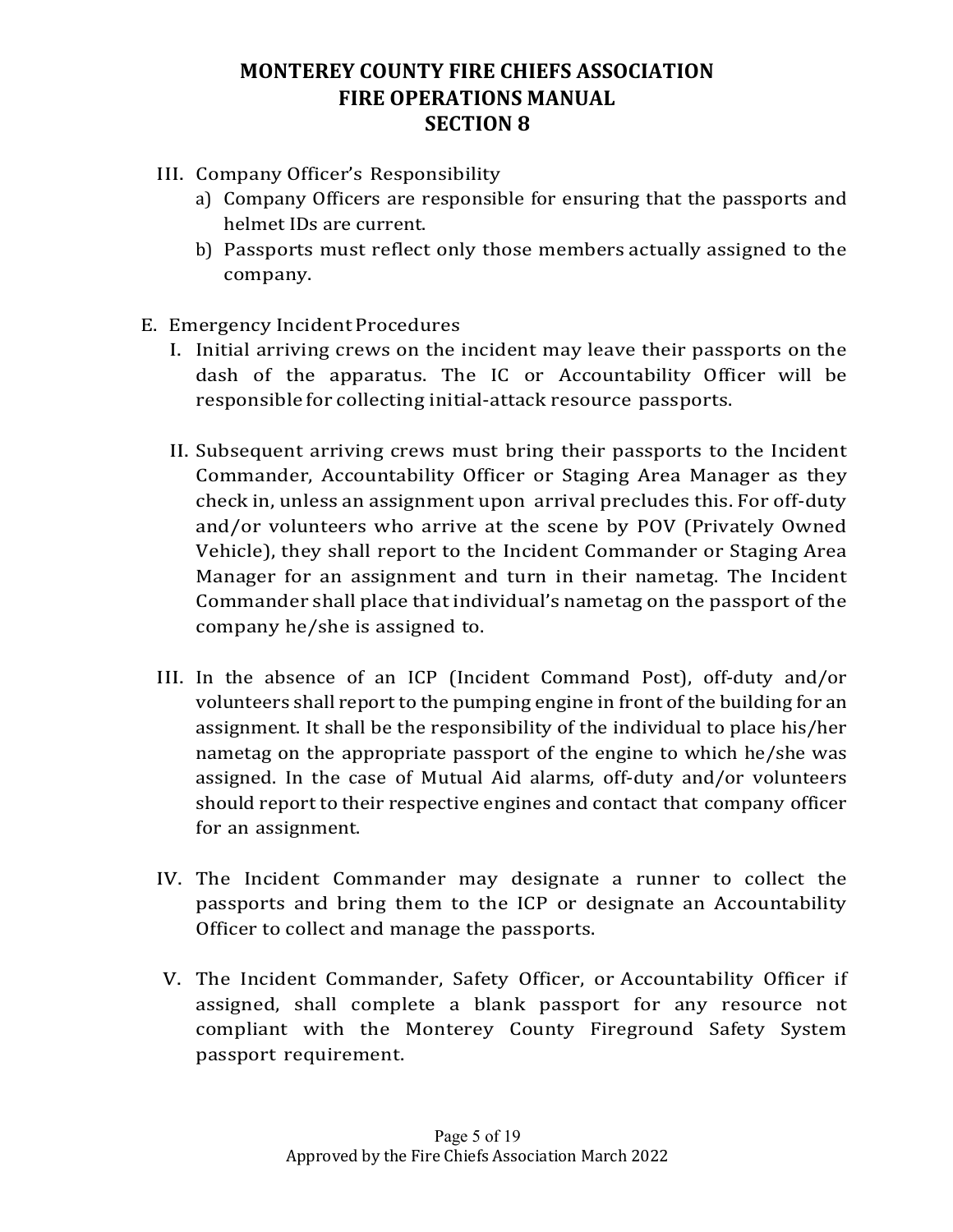III. Company Officer's Responsibility
   a) Company Officers are responsible for ensuring that the passports and helmet IDs are current.
   b) Passports must reflect only those members actually assigned to the company.

E. Emergency Incident Procedures

   I. Initial arriving crews on the incident may leave their passports on the dash of the apparatus. The IC or Accountability Officer will be responsible for collecting initial-attack resource passports.

   II. Subsequent arriving crews must bring their passports to the Incident Commander, Accountability Officer or Staging Area Manager as they check in, unless an assignment upon arrival precludes this. For off-duty and/or volunteers who arrive at the scene by POV (Privately Owned Vehicle), they shall report to the Incident Commander or Staging Area Manager for an assignment and turn in their nametag. The Incident Commander shall place that individual's nametag on the passport of the company he/she is assigned to.

   III. In the absence of an ICP (Incident Command Post), off-duty and/or volunteers shall report to the pumping engine in front of the building for an assignment. It shall be the responsibility of the individual to place his/her nametag on the appropriate passport of the engine to which he/she was assigned. In the case of Mutual Aid alarms, off-duty and/or volunteers should report to their respective engines and contact that company officer for an assignment.

   IV. The Incident Commander may designate a runner to collect the passports and bring them to the ICP or designate an Accountability Officer to collect and manage the passports.

   V. The Incident Commander, Safety Officer, or Accountability Officer if assigned, shall complete a blank passport for any resource not compliant with the Monterey County Fireground Safety System passport requirement.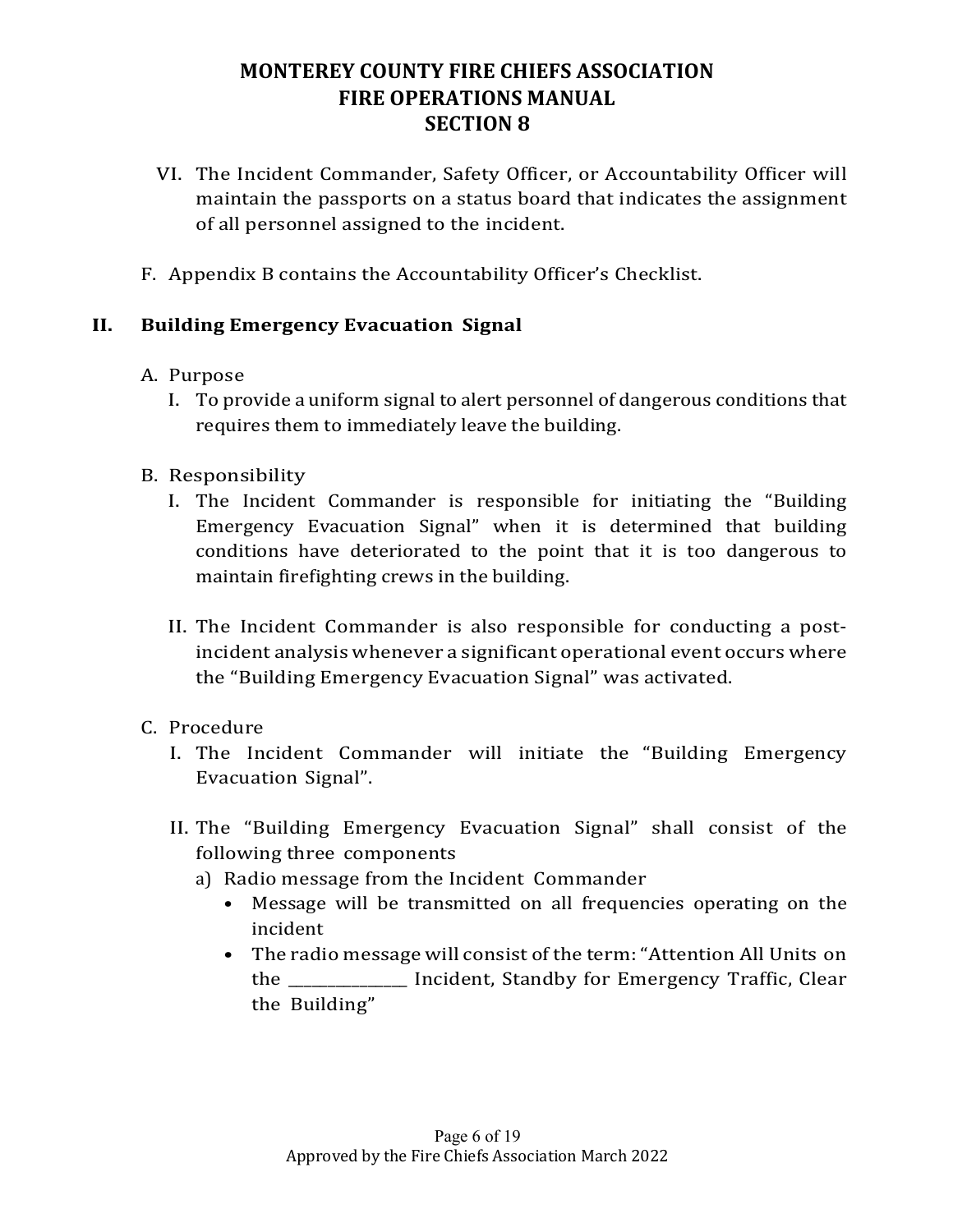VI. The Incident Commander, Safety Officer, or Accountability Officer will maintain the passports on a status board that indicates the assignment of all personnel assigned to the incident.

F. Appendix B contains the Accountability Officer's Checklist.

## II. Building Emergency Evacuation Signal

A. Purpose

I. To provide a uniform signal to alert personnel of dangerous conditions that requires them to immediately leave the building.

B. Responsibility

I. The Incident Commander is responsible for initiating the "Building Emergency Evacuation Signal" when it is determined that building conditions have deteriorated to the point that it is too dangerous to maintain firefighting crews in the building.

II. The Incident Commander is also responsible for conducting a post-incident analysis whenever a significant operational event occurs where the "Building Emergency Evacuation Signal" was activated.

C. Procedure

I. The Incident Commander will initiate the "Building Emergency Evacuation Signal".

II. The "Building Emergency Evacuation Signal" shall consist of the following three components

a) Radio message from the Incident Commander
   - Message will be transmitted on all frequencies operating on the incident
   - The radio message will consist of the term: "Attention All Units on the _______________ Incident, Standby for Emergency Traffic, Clear the Building"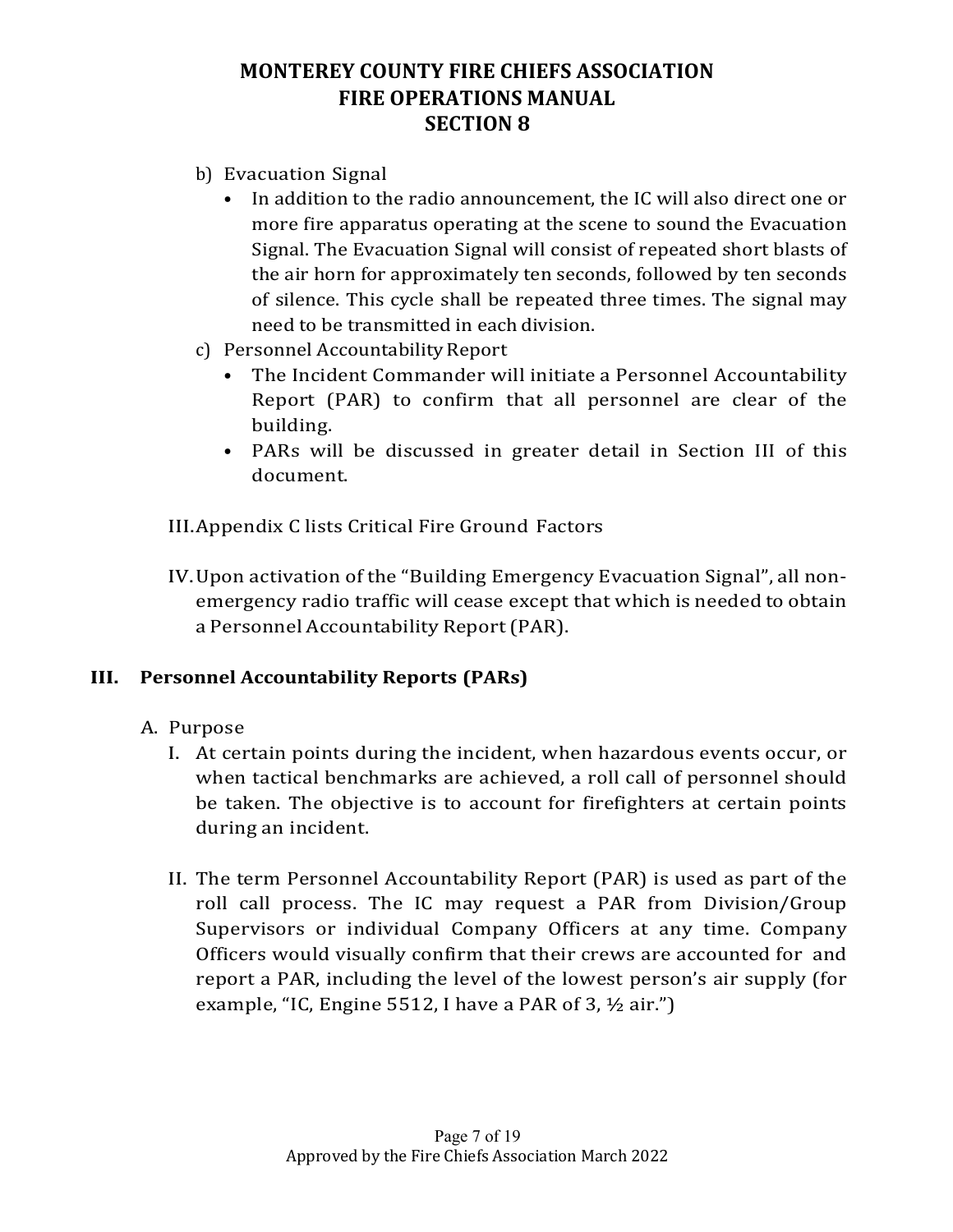b) Evacuation Signal
   - In addition to the radio announcement, the IC will also direct one or more fire apparatus operating at the scene to sound the Evacuation Signal. The Evacuation Signal will consist of repeated short blasts of the air horn for approximately ten seconds, followed by ten seconds of silence. This cycle shall be repeated three times. The signal may need to be transmitted in each division.

c) Personnel Accountability Report
   - The Incident Commander will initiate a Personnel Accountability Report (PAR) to confirm that all personnel are clear of the building.
   - PARs will be discussed in greater detail in Section III of this document.

III. Appendix C lists Critical Fire Ground Factors

IV. Upon activation of the "Building Emergency Evacuation Signal", all non-emergency radio traffic will cease except that which is needed to obtain a Personnel Accountability Report (PAR).

## III. Personnel Accountability Reports (PARs)

A. Purpose

I. At certain points during the incident, when hazardous events occur, or when tactical benchmarks are achieved, a roll call of personnel should be taken. The objective is to account for firefighters at certain points during an incident.

II. The term Personnel Accountability Report (PAR) is used as part of the roll call process. The IC may request a PAR from Division/Group Supervisors or individual Company Officers at any time. Company Officers would visually confirm that their crews are accounted for and report a PAR, including the level of the lowest person's air supply (for example, "IC, Engine 5512, I have a PAR of 3, ½ air.")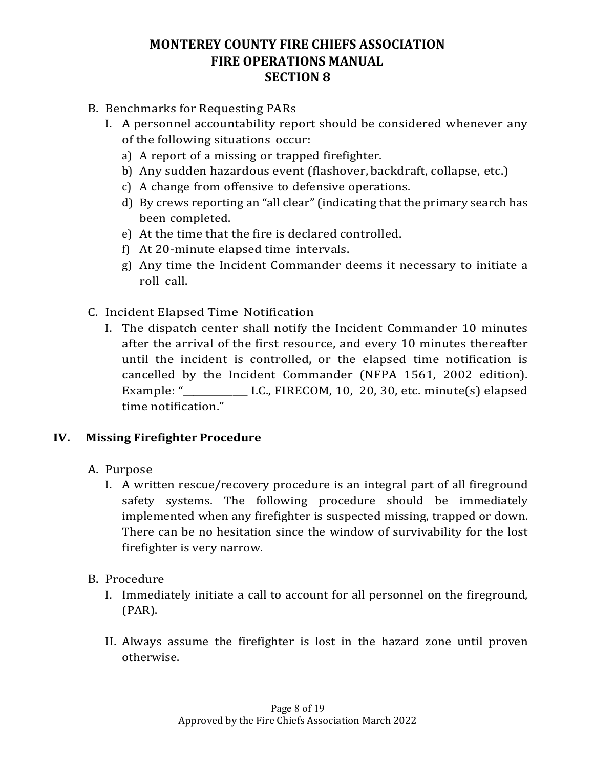B. Benchmarks for Requesting PARs

I. A personnel accountability report should be considered whenever any of the following situations occur:

a) A report of a missing or trapped firefighter.
b) Any sudden hazardous event (flashover, backdraft, collapse, etc.)
c) A change from offensive to defensive operations.
d) By crews reporting an “all clear” (indicating that the primary search has been completed.
e) At the time that the fire is declared controlled.
f) At 20-minute elapsed time intervals.
g) Any time the Incident Commander deems it necessary to initiate a roll call.

C. Incident Elapsed Time Notification

I. The dispatch center shall notify the Incident Commander 10 minutes after the arrival of the first resource, and every 10 minutes thereafter until the incident is controlled, or the elapsed time notification is cancelled by the Incident Commander (NFPA 1561, 2002 edition). Example: “____________ I.C., FIRECOM, 10, 20, 30, etc. minute(s) elapsed time notification.”

## IV. Missing Firefighter Procedure

A. Purpose

I. A written rescue/recovery procedure is an integral part of all fireground safety systems. The following procedure should be immediately implemented when any firefighter is suspected missing, trapped or down. There can be no hesitation since the window of survivability for the lost firefighter is very narrow.

B. Procedure

I. Immediately initiate a call to account for all personnel on the fireground, (PAR).

II. Always assume the firefighter is lost in the hazard zone until proven otherwise.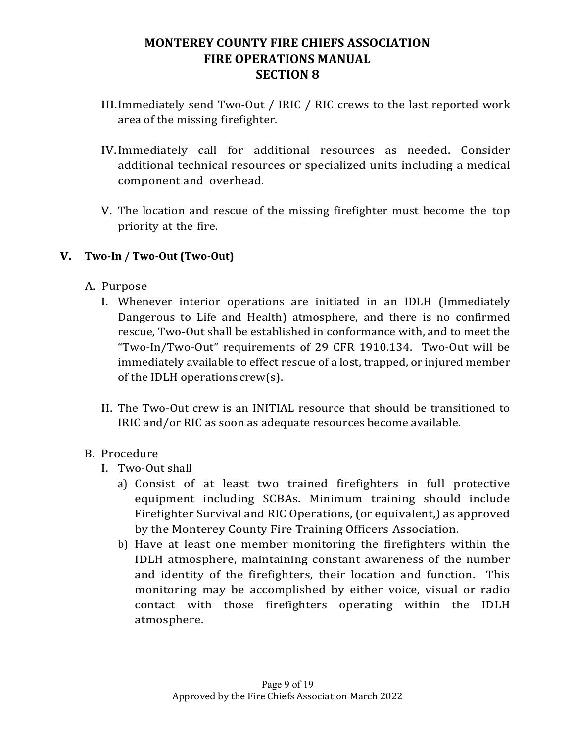III. Immediately send Two-Out / IRIC / RIC crews to the last reported work area of the missing firefighter.

IV. Immediately call for additional resources as needed. Consider additional technical resources or specialized units including a medical component and overhead.

V. The location and rescue of the missing firefighter must become the top priority at the fire.

## V. Two-In / Two-Out (Two-Out)

A. Purpose

I. Whenever interior operations are initiated in an IDLH (Immediately Dangerous to Life and Health) atmosphere, and there is no confirmed rescue, Two-Out shall be established in conformance with, and to meet the "Two-In/Two-Out" requirements of 29 CFR 1910.134. Two-Out will be immediately available to effect rescue of a lost, trapped, or injured member of the IDLH operations crew(s).

II. The Two-Out crew is an INITIAL resource that should be transitioned to IRIC and/or RIC as soon as adequate resources become available.

B. Procedure

I. Two-Out shall

a) Consist of at least two trained firefighters in full protective equipment including SCBAs. Minimum training should include Firefighter Survival and RIC Operations, (or equivalent,) as approved by the Monterey County Fire Training Officers Association.

b) Have at least one member monitoring the firefighters within the IDLH atmosphere, maintaining constant awareness of the number and identity of the firefighters, their location and function. This monitoring may be accomplished by either voice, visual or radio contact with those firefighters operating within the IDLH atmosphere.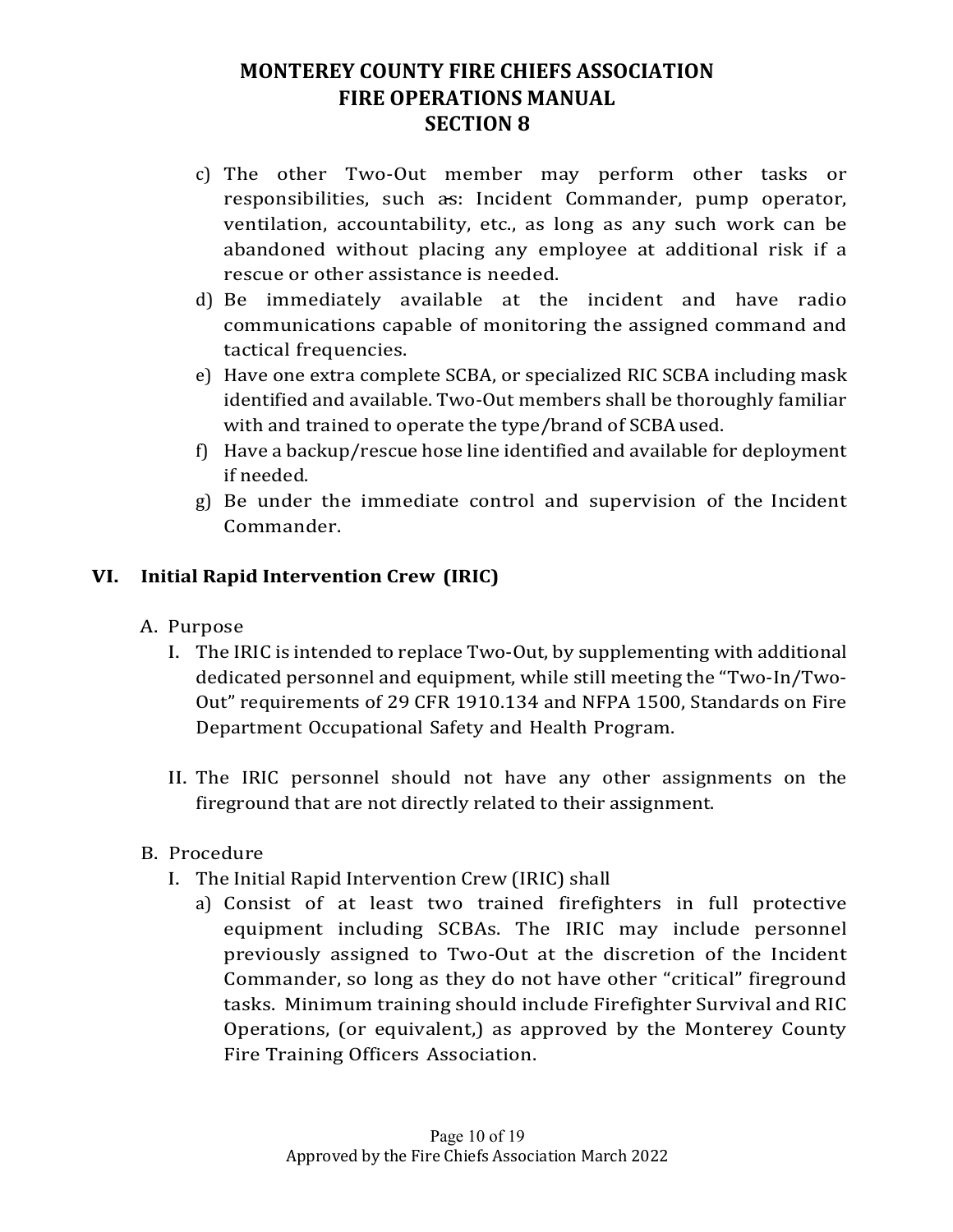c) The other Two-Out member may perform other tasks or responsibilities, such as: Incident Commander, pump operator, ventilation, accountability, etc., as long as any such work can be abandoned without placing any employee at additional risk if a rescue or other assistance is needed.

d) Be immediately available at the incident and have radio communications capable of monitoring the assigned command and tactical frequencies.

e) Have one extra complete SCBA, or specialized RIC SCBA including mask identified and available. Two-Out members shall be thoroughly familiar with and trained to operate the type/brand of SCBA used.

f) Have a backup/rescue hose line identified and available for deployment if needed.

g) Be under the immediate control and supervision of the Incident Commander.

## VI. Initial Rapid Intervention Crew (IRIC)

A. Purpose

I. The IRIC is intended to replace Two-Out, by supplementing with additional dedicated personnel and equipment, while still meeting the "Two-In/Two-Out" requirements of 29 CFR 1910.134 and NFPA 1500, Standards on Fire Department Occupational Safety and Health Program.

II. The IRIC personnel should not have any other assignments on the fireground that are not directly related to their assignment.

B. Procedure

I. The Initial Rapid Intervention Crew (IRIC) shall

a) Consist of at least two trained firefighters in full protective equipment including SCBAs. The IRIC may include personnel previously assigned to Two-Out at the discretion of the Incident Commander, so long as they do not have other "critical" fireground tasks. Minimum training should include Firefighter Survival and RIC Operations, (or equivalent,) as approved by the Monterey County Fire Training Officers Association.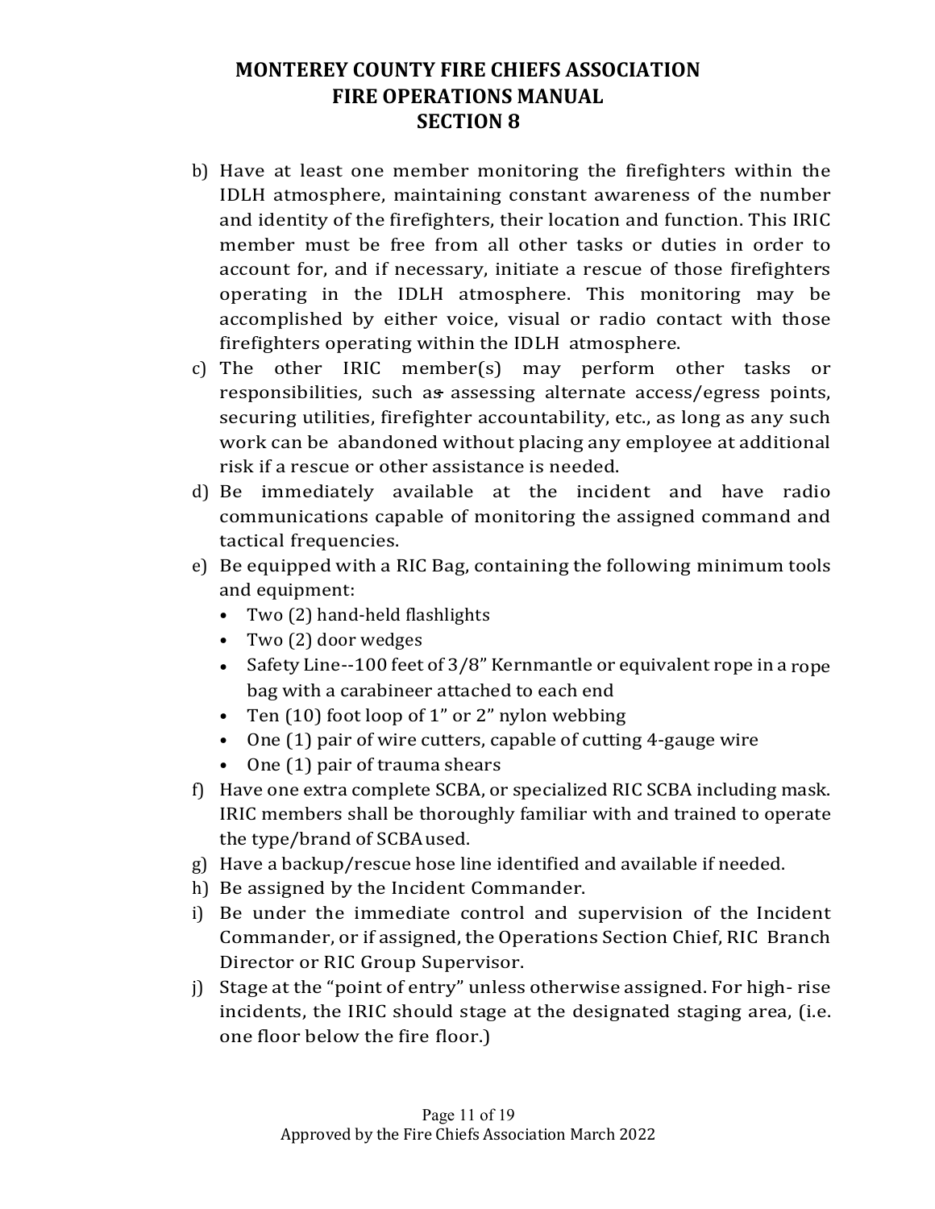b) Have at least one member monitoring the firefighters within the IDLH atmosphere, maintaining constant awareness of the number and identity of the firefighters, their location and function. This IRIC member must be free from all other tasks or duties in order to account for, and if necessary, initiate a rescue of those firefighters operating in the IDLH atmosphere. This monitoring may be accomplished by either voice, visual or radio contact with those firefighters operating within the IDLH atmosphere.

c) The other IRIC member(s) may perform other tasks or responsibilities, such as assessing alternate access/egress points, securing utilities, firefighter accountability, etc., as long as any such work can be abandoned without placing any employee at additional risk if a rescue or other assistance is needed.

d) Be immediately available at the incident and have radio communications capable of monitoring the assigned command and tactical frequencies.

e) Be equipped with a RIC Bag, containing the following minimum tools and equipment:
   - Two (2) hand-held flashlights
   - Two (2) door wedges
   - Safety Line--100 feet of 3/8" Kernmantle or equivalent rope in a rope bag with a carabineer attached to each end
   - Ten (10) foot loop of 1" or 2" nylon webbing
   - One (1) pair of wire cutters, capable of cutting 4-gauge wire
   - One (1) pair of trauma shears

f) Have one extra complete SCBA, or specialized RIC SCBA including mask. IRIC members shall be thoroughly familiar with and trained to operate the type/brand of SCBA used.

g) Have a backup/rescue hose line identified and available if needed.

h) Be assigned by the Incident Commander.

i) Be under the immediate control and supervision of the Incident Commander, or if assigned, the Operations Section Chief, RIC Branch Director or RIC Group Supervisor.

j) Stage at the "point of entry" unless otherwise assigned. For high- rise incidents, the IRIC should stage at the designated staging area, (i.e. one floor below the fire floor.)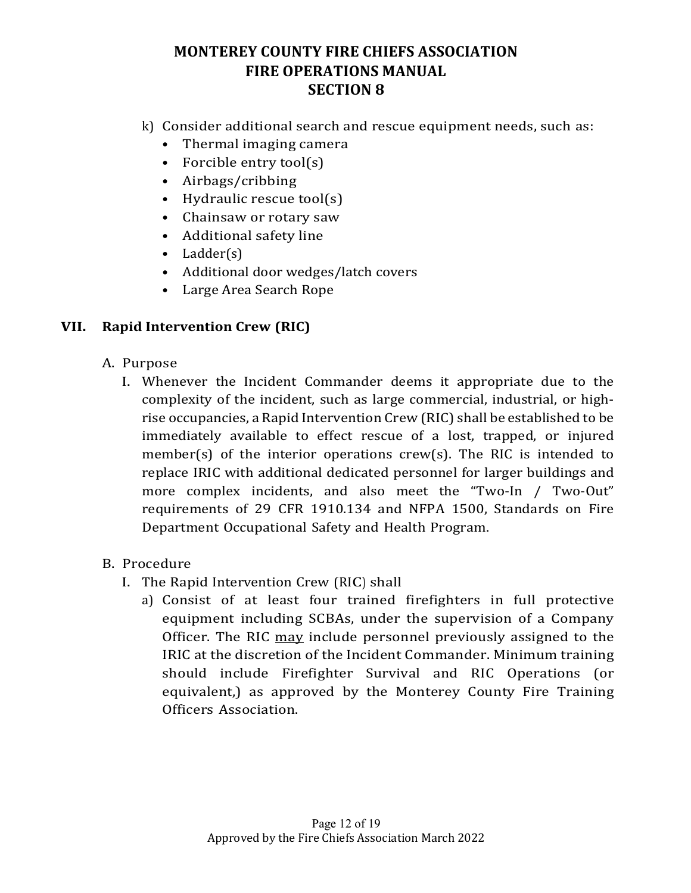k) Consider additional search and rescue equipment needs, such as:
   - Thermal imaging camera
   - Forcible entry tool(s)
   - Airbags/cribbing
   - Hydraulic rescue tool(s)
   - Chainsaw or rotary saw
   - Additional safety line
   - Ladder(s)
   - Additional door wedges/latch covers
   - Large Area Search Rope

## VII. Rapid Intervention Crew (RIC)

A. Purpose

I. Whenever the Incident Commander deems it appropriate due to the complexity of the incident, such as large commercial, industrial, or high-rise occupancies, a Rapid Intervention Crew (RIC) shall be established to be immediately available to effect rescue of a lost, trapped, or injured member(s) of the interior operations crew(s). The RIC is intended to replace IRIC with additional dedicated personnel for larger buildings and more complex incidents, and also meet the "Two-In / Two-Out" requirements of 29 CFR 1910.134 and NFPA 1500, Standards on Fire Department Occupational Safety and Health Program.

B. Procedure

I. The Rapid Intervention Crew (RIC) shall

a) Consist of at least four trained firefighters in full protective equipment including SCBAs, under the supervision of a Company Officer. The RIC <u>may</u> include personnel previously assigned to the IRIC at the discretion of the Incident Commander. Minimum training should include Firefighter Survival and RIC Operations (or equivalent,) as approved by the Monterey County Fire Training Officers Association.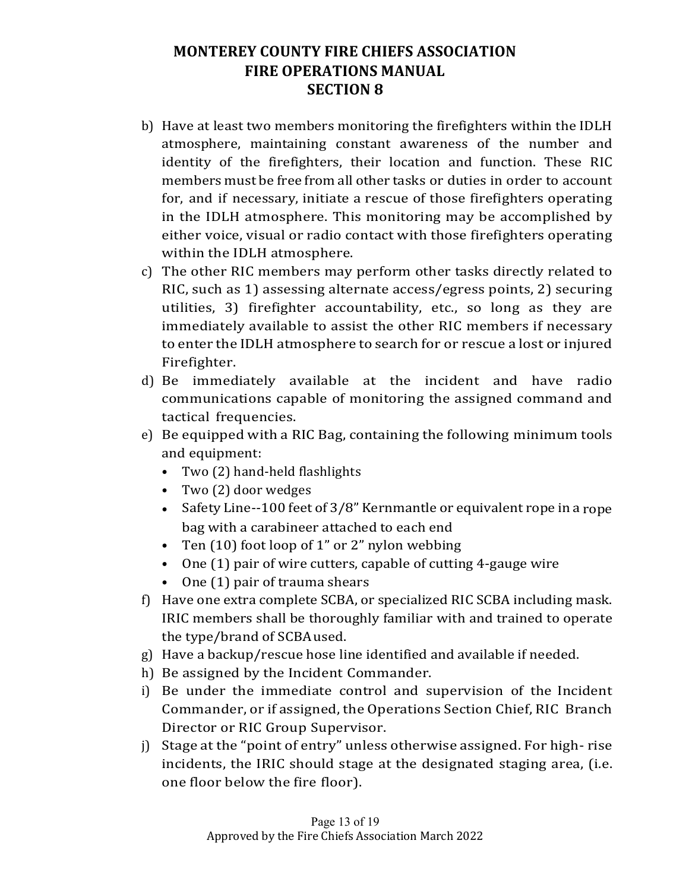b) Have at least two members monitoring the firefighters within the IDLH atmosphere, maintaining constant awareness of the number and identity of the firefighters, their location and function. These RIC members must be free from all other tasks or duties in order to account for, and if necessary, initiate a rescue of those firefighters operating in the IDLH atmosphere. This monitoring may be accomplished by either voice, visual or radio contact with those firefighters operating within the IDLH atmosphere.
c) The other RIC members may perform other tasks directly related to RIC, such as 1) assessing alternate access/egress points, 2) securing utilities, 3) firefighter accountability, etc., so long as they are immediately available to assist the other RIC members if necessary to enter the IDLH atmosphere to search for or rescue a lost or injured Firefighter.
d) Be immediately available at the incident and have radio communications capable of monitoring the assigned command and tactical frequencies.
e) Be equipped with a RIC Bag, containing the following minimum tools and equipment:
   - Two (2) hand-held flashlights
   - Two (2) door wedges
   - Safety Line--100 feet of 3/8" Kernmantle or equivalent rope in a rope bag with a carabineer attached to each end
   - Ten (10) foot loop of 1" or 2" nylon webbing
   - One (1) pair of wire cutters, capable of cutting 4-gauge wire
   - One (1) pair of trauma shears
f) Have one extra complete SCBA, or specialized RIC SCBA including mask. IRIC members shall be thoroughly familiar with and trained to operate the type/brand of SCBA used.
g) Have a backup/rescue hose line identified and available if needed.
h) Be assigned by the Incident Commander.
i) Be under the immediate control and supervision of the Incident Commander, or if assigned, the Operations Section Chief, RIC Branch Director or RIC Group Supervisor.
j) Stage at the "point of entry" unless otherwise assigned. For high- rise incidents, the IRIC should stage at the designated staging area, (i.e. one floor below the fire floor).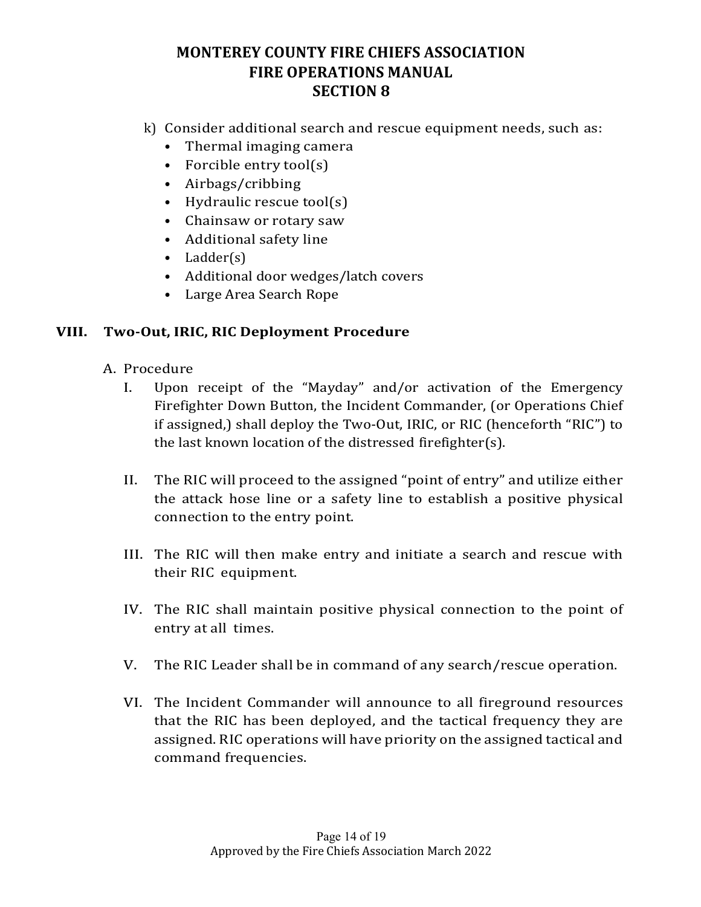k) Consider additional search and rescue equipment needs, such as:
   - Thermal imaging camera
   - Forcible entry tool(s)
   - Airbags/cribbing
   - Hydraulic rescue tool(s)
   - Chainsaw or rotary saw
   - Additional safety line
   - Ladder(s)
   - Additional door wedges/latch covers
   - Large Area Search Rope

## VIII. Two-Out, IRIC, RIC Deployment Procedure

A. Procedure

I. Upon receipt of the "Mayday" and/or activation of the Emergency Firefighter Down Button, the Incident Commander, (or Operations Chief if assigned,) shall deploy the Two-Out, IRIC, or RIC (henceforth "RIC") to the last known location of the distressed firefighter(s).

II. The RIC will proceed to the assigned "point of entry" and utilize either the attack hose line or a safety line to establish a positive physical connection to the entry point.

III. The RIC will then make entry and initiate a search and rescue with their RIC equipment.

IV. The RIC shall maintain positive physical connection to the point of entry at all times.

V. The RIC Leader shall be in command of any search/rescue operation.

VI. The Incident Commander will announce to all fireground resources that the RIC has been deployed, and the tactical frequency they are assigned. RIC operations will have priority on the assigned tactical and command frequencies.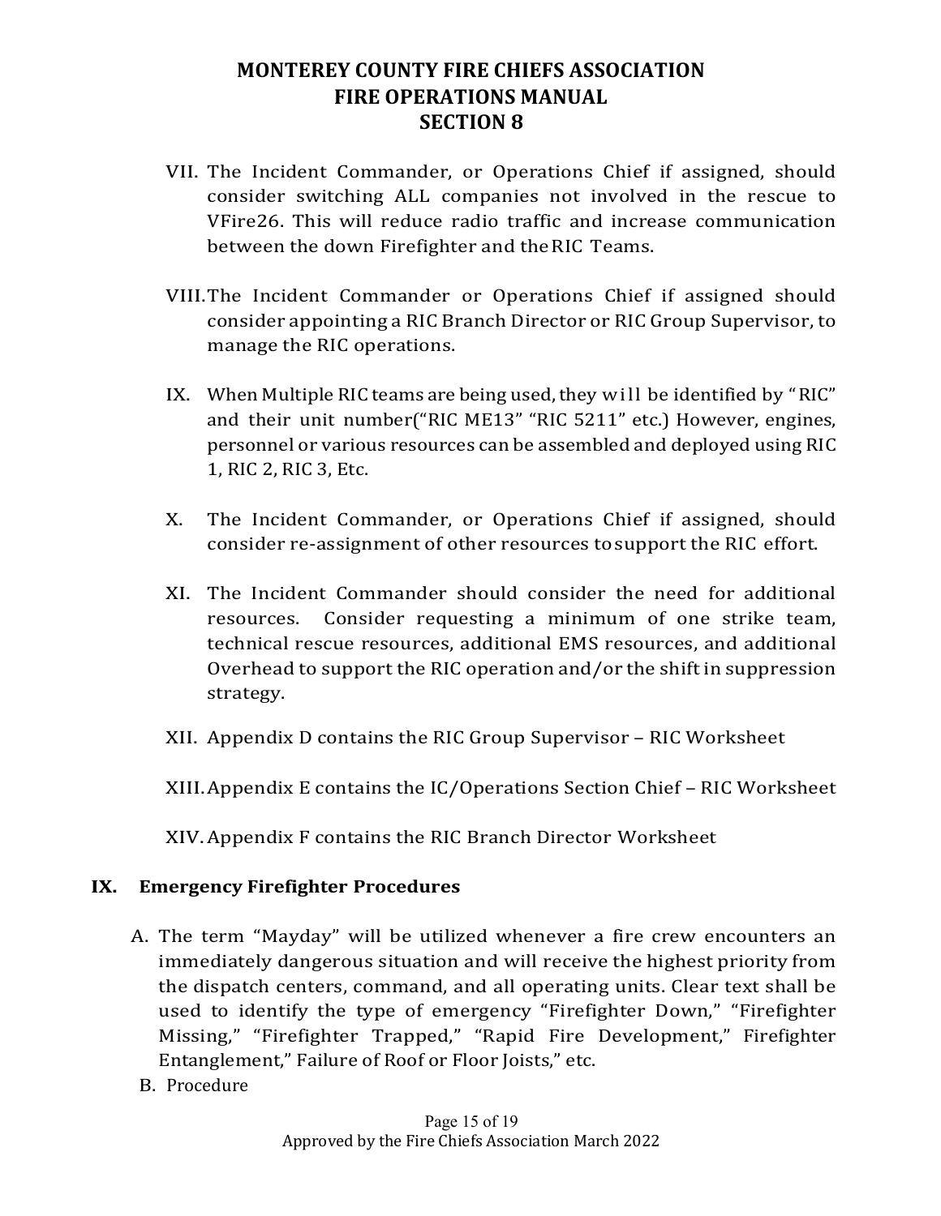VII. The Incident Commander, or Operations Chief if assigned, should consider switching ALL companies not involved in the rescue to VFire26. This will reduce radio traffic and increase communication between the down Firefighter and the RIC Teams.

VIII. The Incident Commander or Operations Chief if assigned should consider appointing a RIC Branch Director or RIC Group Supervisor, to manage the RIC operations.

IX. When Multiple RIC teams are being used, they will be identified by "RIC" and their unit number("RIC ME13" "RIC 5211" etc.) However, engines, personnel or various resources can be assembled and deployed using RIC 1, RIC 2, RIC 3, Etc.

X. The Incident Commander, or Operations Chief if assigned, should consider re-assignment of other resources to support the RIC effort.

XI. The Incident Commander should consider the need for additional resources. Consider requesting a minimum of one strike team, technical rescue resources, additional EMS resources, and additional Overhead to support the RIC operation and/or the shift in suppression strategy.

XII. Appendix D contains the RIC Group Supervisor – RIC Worksheet

XIII. Appendix E contains the IC/Operations Section Chief – RIC Worksheet

XIV. Appendix F contains the RIC Branch Director Worksheet

## IX. Emergency Firefighter Procedures

A. The term "Mayday" will be utilized whenever a fire crew encounters an immediately dangerous situation and will receive the highest priority from the dispatch centers, command, and all operating units. Clear text shall be used to identify the type of emergency "Firefighter Down," "Firefighter Missing," "Firefighter Trapped," "Rapid Fire Development," Firefighter Entanglement," Failure of Roof or Floor Joists," etc.

B. Procedure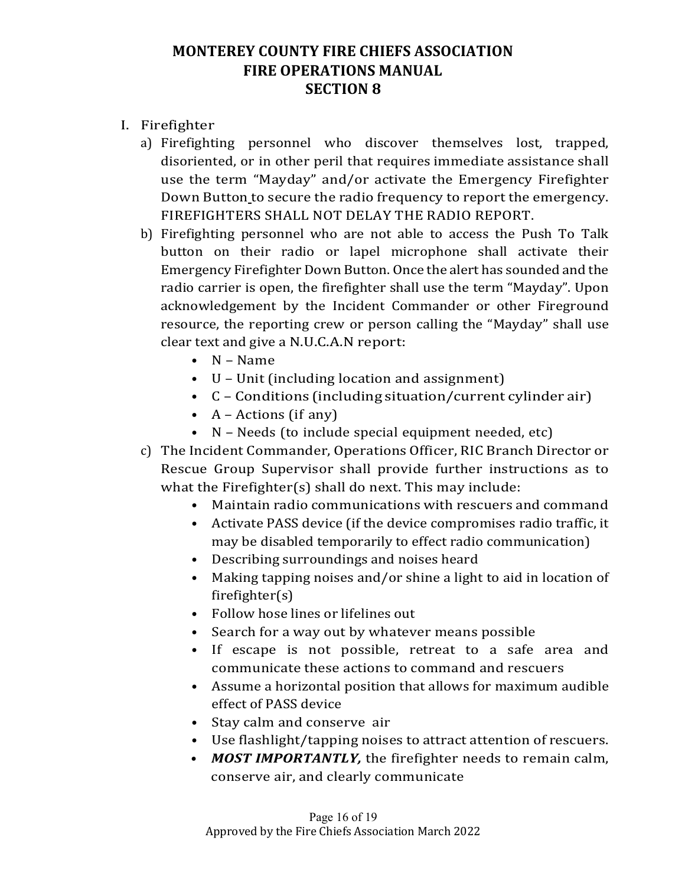# MONTEREY COUNTY FIRE CHIEFS ASSOCIATION
# FIRE OPERATIONS MANUAL
# SECTION 8

I. Firefighter
   a) Firefighting personnel who discover themselves lost, trapped, disoriented, or in other peril that requires immediate assistance shall use the term "Mayday" and/or activate the Emergency Firefighter Down Button to secure the radio frequency to report the emergency. FIREFIGHTERS SHALL NOT DELAY THE RADIO REPORT.
   b) Firefighting personnel who are not able to access the Push To Talk button on their radio or lapel microphone shall activate their Emergency Firefighter Down Button. Once the alert has sounded and the radio carrier is open, the firefighter shall use the term "Mayday". Upon acknowledgement by the Incident Commander or other Fireground resource, the reporting crew or person calling the "Mayday" shall use clear text and give a N.U.C.A.N report:
      - N – Name
      - U – Unit (including location and assignment)
      - C – Conditions (including situation/current cylinder air)
      - A – Actions (if any)
      - N – Needs (to include special equipment needed, etc)
   c) The Incident Commander, Operations Officer, RIC Branch Director or Rescue Group Supervisor shall provide further instructions as to what the Firefighter(s) shall do next. This may include:
      - Maintain radio communications with rescuers and command
      - Activate PASS device (if the device compromises radio traffic, it may be disabled temporarily to effect radio communication)
      - Describing surroundings and noises heard
      - Making tapping noises and/or shine a light to aid in location of firefighter(s)
      - Follow hose lines or lifelines out
      - Search for a way out by whatever means possible
      - If escape is not possible, retreat to a safe area and communicate these actions to command and rescuers
      - Assume a horizontal position that allows for maximum audible effect of PASS device
      - Stay calm and conserve air
      - Use flashlight/tapping noises to attract attention of rescuers.
      - ***MOST IMPORTANTLY,*** the firefighter needs to remain calm, conserve air, and clearly communicate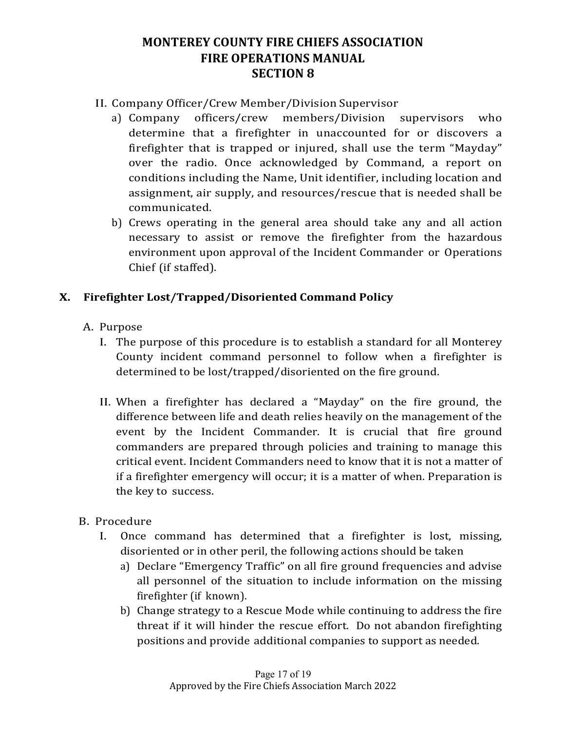II. Company Officer/Crew Member/Division Supervisor

a) Company officers/crew members/Division supervisors who determine that a firefighter in unaccounted for or discovers a firefighter that is trapped or injured, shall use the term "Mayday" over the radio. Once acknowledged by Command, a report on conditions including the Name, Unit identifier, including location and assignment, air supply, and resources/rescue that is needed shall be communicated.

b) Crews operating in the general area should take any and all action necessary to assist or remove the firefighter from the hazardous environment upon approval of the Incident Commander or Operations Chief (if staffed).

## X. Firefighter Lost/Trapped/Disoriented Command Policy

A. Purpose

I. The purpose of this procedure is to establish a standard for all Monterey County incident command personnel to follow when a firefighter is determined to be lost/trapped/disoriented on the fire ground.

II. When a firefighter has declared a "Mayday" on the fire ground, the difference between life and death relies heavily on the management of the event by the Incident Commander. It is crucial that fire ground commanders are prepared through policies and training to manage this critical event. Incident Commanders need to know that it is not a matter of if a firefighter emergency will occur; it is a matter of when. Preparation is the key to success.

B. Procedure

I. Once command has determined that a firefighter is lost, missing, disoriented or in other peril, the following actions should be taken

a) Declare "Emergency Traffic" on all fire ground frequencies and advise all personnel of the situation to include information on the missing firefighter (if known).

b) Change strategy to a Rescue Mode while continuing to address the fire threat if it will hinder the rescue effort. Do not abandon firefighting positions and provide additional companies to support as needed.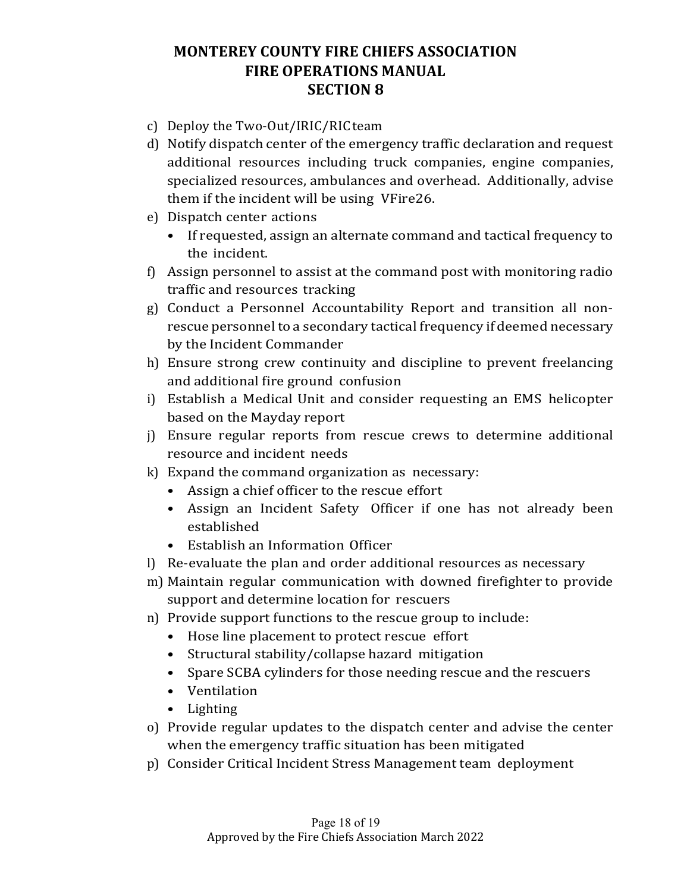c) Deploy the Two-Out/IRIC/RIC team

d) Notify dispatch center of the emergency traffic declaration and request additional resources including truck companies, engine companies, specialized resources, ambulances and overhead. Additionally, advise them if the incident will be using VFire26.

e) Dispatch center actions
   - If requested, assign an alternate command and tactical frequency to the incident.

f) Assign personnel to assist at the command post with monitoring radio traffic and resources tracking

g) Conduct a Personnel Accountability Report and transition all non-rescue personnel to a secondary tactical frequency if deemed necessary by the Incident Commander

h) Ensure strong crew continuity and discipline to prevent freelancing and additional fire ground confusion

i) Establish a Medical Unit and consider requesting an EMS helicopter based on the Mayday report

j) Ensure regular reports from rescue crews to determine additional resource and incident needs

k) Expand the command organization as necessary:
   - Assign a chief officer to the rescue effort
   - Assign an Incident Safety Officer if one has not already been established
   - Establish an Information Officer

l) Re-evaluate the plan and order additional resources as necessary

m) Maintain regular communication with downed firefighter to provide support and determine location for rescuers

n) Provide support functions to the rescue group to include:
   - Hose line placement to protect rescue effort
   - Structural stability/collapse hazard mitigation
   - Spare SCBA cylinders for those needing rescue and the rescuers
   - Ventilation
   - Lighting

o) Provide regular updates to the dispatch center and advise the center when the emergency traffic situation has been mitigated

p) Consider Critical Incident Stress Management team deployment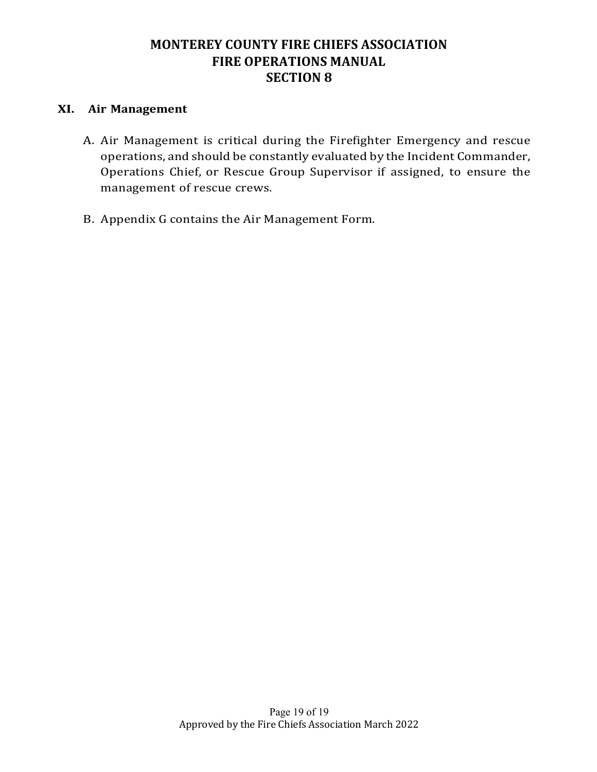# MONTEREY COUNTY FIRE CHIEFS ASSOCIATION
# FIRE OPERATIONS MANUAL
# SECTION 8

## XI. Air Management

A. Air Management is critical during the Firefighter Emergency and rescue operations, and should be constantly evaluated by the Incident Commander, Operations Chief, or Rescue Group Supervisor if assigned, to ensure the management of rescue crews.

B. Appendix G contains the Air Management Form.